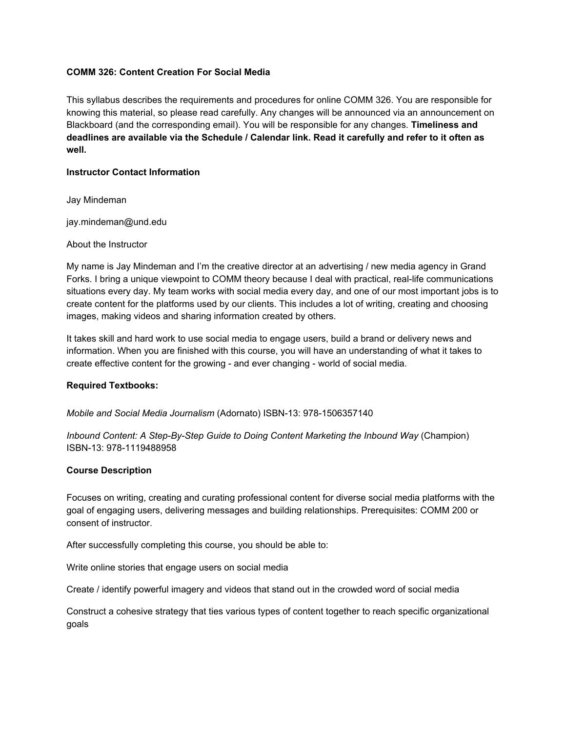# COMM 326: Content Creation For Social Media

This syllabus describes the requirements and procedures for online COMM 326. You are responsible for knowing this material, so please read carefully. Any changes will be announced via an announcement on Blackboard (and the corresponding email). You will be responsible for any changes. **Timeliness and deadlines are available via the Schedule / Calendar link. Read it carefully and refer to it often as well.**

## Instructor Contact Information

Jay Mindeman

jay.mindeman@und.edu

About the Instructor

My name is Jay Mindeman and I'm the creative director at an advertising / new media agency in Grand Forks. I bring a unique viewpoint to COMM theory because I deal with practical, real-life communications situations every day. My team works with social media every day, and one of our most important jobs is to create content for the platforms used by our clients. This includes a lot of writing, creating and choosing images, making videos and sharing information created by others.

It takes skill and hard work to use social media to engage users, build a brand or delivery news and information. When you are finished with this course, you will have an understanding of what it takes to create effective content for the growing - and ever changing - world of social media.

## Required Textbooks:

*Mobile and Social Media Journalism* (Adornato) ISBN-13: 978-1506357140

*Inbound Content: A Step-By-Step Guide to Doing Content Marketing the Inbound Way* (Champion) ISBN-13: 978-1119488958

## Course Description

Focuses on writing, creating and curating professional content for diverse social media platforms with the goal of engaging users, delivering messages and building relationships. Prerequisites: COMM 200 or consent of instructor.

After successfully completing this course, you should be able to:

Write online stories that engage users on social media

Create / identify powerful imagery and videos that stand out in the crowded word of social media

Construct a cohesive strategy that ties various types of content together to reach specific organizational goals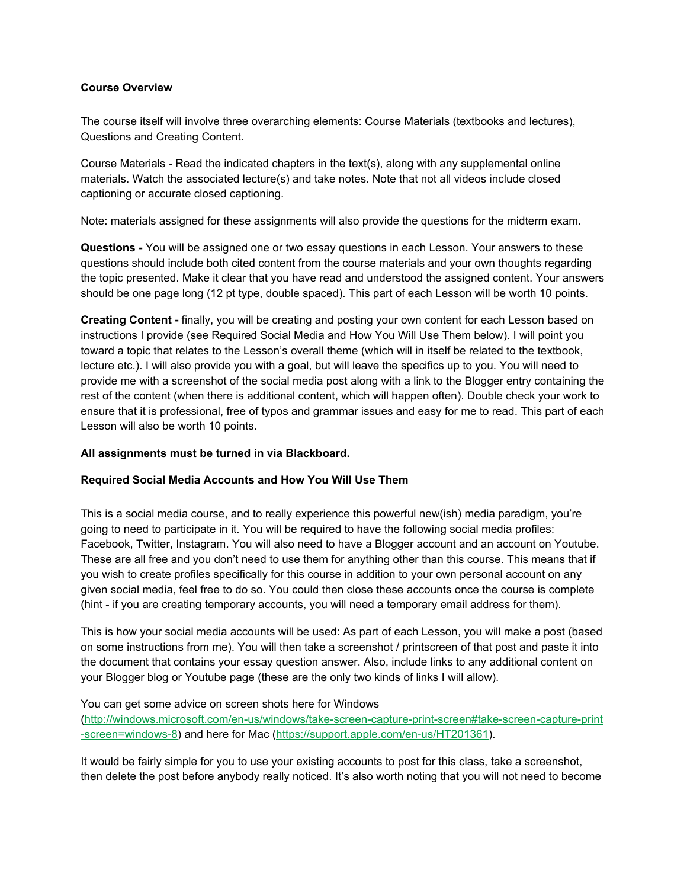**Course Overview**

The course itself will involve three overarching elements: Course Materials (textbooks and lectures), Questions and Creating Content.

Course Materials - Read the indicated chapters in the text(s), along with any supplemental online materials. Watch the associated lecture(s) and take notes. Note that not all videos include closed captioning or accurate closed captioning.

Note: materials assigned for these assignments will also provide the questions for the midterm exam.

**Questions -** You will be assigned one or two essay questions in each Lesson. Your answers to these questions should include both cited content from the course materials and your own thoughts regarding the topic presented. Make it clear that you have read and understood the assigned content. Your answers should be one page long (12 pt type, double spaced). This part of each Lesson will be worth 10 points.

**Creating Content -** finally, you will be creating and posting your own content for each Lesson based on instructions I provide (see Required Social Media and How You Will Use Them below). I will point you toward a topic that relates to the Lesson's overall theme (which will in itself be related to the textbook, lecture etc.). I will also provide you with a goal, but will leave the specifics up to you. You will need to provide me with a screenshot of the social media post along with a link to the Blogger entry containing the rest of the content (when there is additional content, which will happen often). Double check your work to ensure that it is professional, free of typos and grammar issues and easy for me to read. This part of each Lesson will also be worth 10 points.

**All assignments must be turned in via Blackboard.**

**Required Social Media Accounts and How You Will Use Them**

This is a social media course, and to really experience this powerful new(ish) media paradigm, you're going to need to participate in it. You will be required to have the following social media profiles: Facebook, Twitter, Instagram. You will also need to have a Blogger account and an account on Youtube. These are all free and you don't need to use them for anything other than this course. This means that if you wish to create profiles specifically for this course in addition to your own personal account on any given social media, feel free to do so. You could then close these accounts once the course is complete (hint - if you are creating temporary accounts, you will need a temporary email address for them).

This is how your social media accounts will be used: As part of each Lesson, you will make a post (based on some instructions from me). You will then take a screenshot / printscreen of that post and paste it into the document that contains your essay question answer. Also, include links to any additional content on your Blogger blog or Youtube page (these are the only two kinds of links I will allow).

You can get some advice on screen shots here for Windows (http://windows.microsoft.com/en-us/windows/take-screen-capture-print-screen#take-screen-capture-print-screen=windows-8) and here for Mac (https://support.apple.com/en-us/HT201361).

It would be fairly simple for you to use your existing accounts to post for this class, take a screenshot, then delete the post before anybody really noticed. It's also worth noting that you will not need to become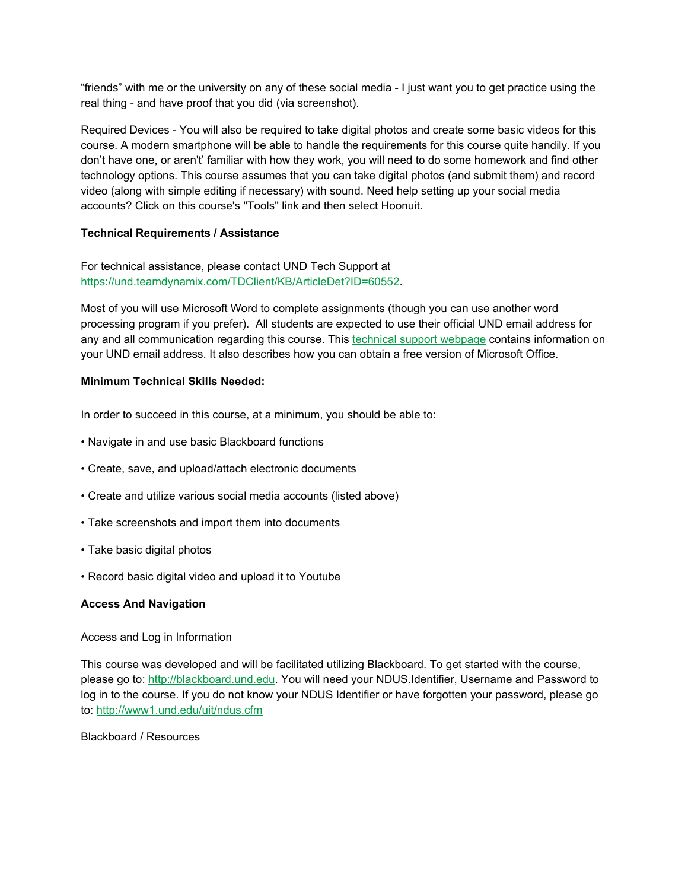“friends” with me or the university on any of these social media - I just want you to get practice using the real thing - and have proof that you did (via screenshot).

Required Devices - You will also be required to take digital photos and create some basic videos for this course. A modern smartphone will be able to handle the requirements for this course quite handily. If you don’t have one, or aren't’ familiar with how they work, you will need to do some homework and find other technology options. This course assumes that you can take digital photos (and submit them) and record video (along with simple editing if necessary) with sound. Need help setting up your social media accounts? Click on this course's "Tools" link and then select Hoonuit.

**Technical Requirements / Assistance**

For technical assistance, please contact UND Tech Support at [https://und.teamdynamix.com/TDClient/KB/ArticleDet?ID=60552](https://und.teamdynamix.com/TDClient/KB/ArticleDet?ID=60552).

Most of you will use Microsoft Word to complete assignments (though you can use another word processing program if you prefer). All students are expected to use their official UND email address for any and all communication regarding this course. This technical support webpage contains information on your UND email address. It also describes how you can obtain a free version of Microsoft Office.

**Minimum Technical Skills Needed:**

In order to succeed in this course, at a minimum, you should be able to:

- Navigate in and use basic Blackboard functions
- Create, save, and upload/attach electronic documents
- Create and utilize various social media accounts (listed above)
- Take screenshots and import them into documents
- Take basic digital photos
- Record basic digital video and upload it to Youtube

**Access And Navigation**

Access and Log in Information

This course was developed and will be facilitated utilizing Blackboard. To get started with the course, please go to: [http://blackboard.und.edu](http://blackboard.und.edu). You will need your NDUS.Identifier, Username and Password to log in to the course. If you do not know your NDUS Identifier or have forgotten your password, please go to: [http://www1.und.edu/uit/ndus.cfm](http://www1.und.edu/uit/ndus.cfm)

Blackboard / Resources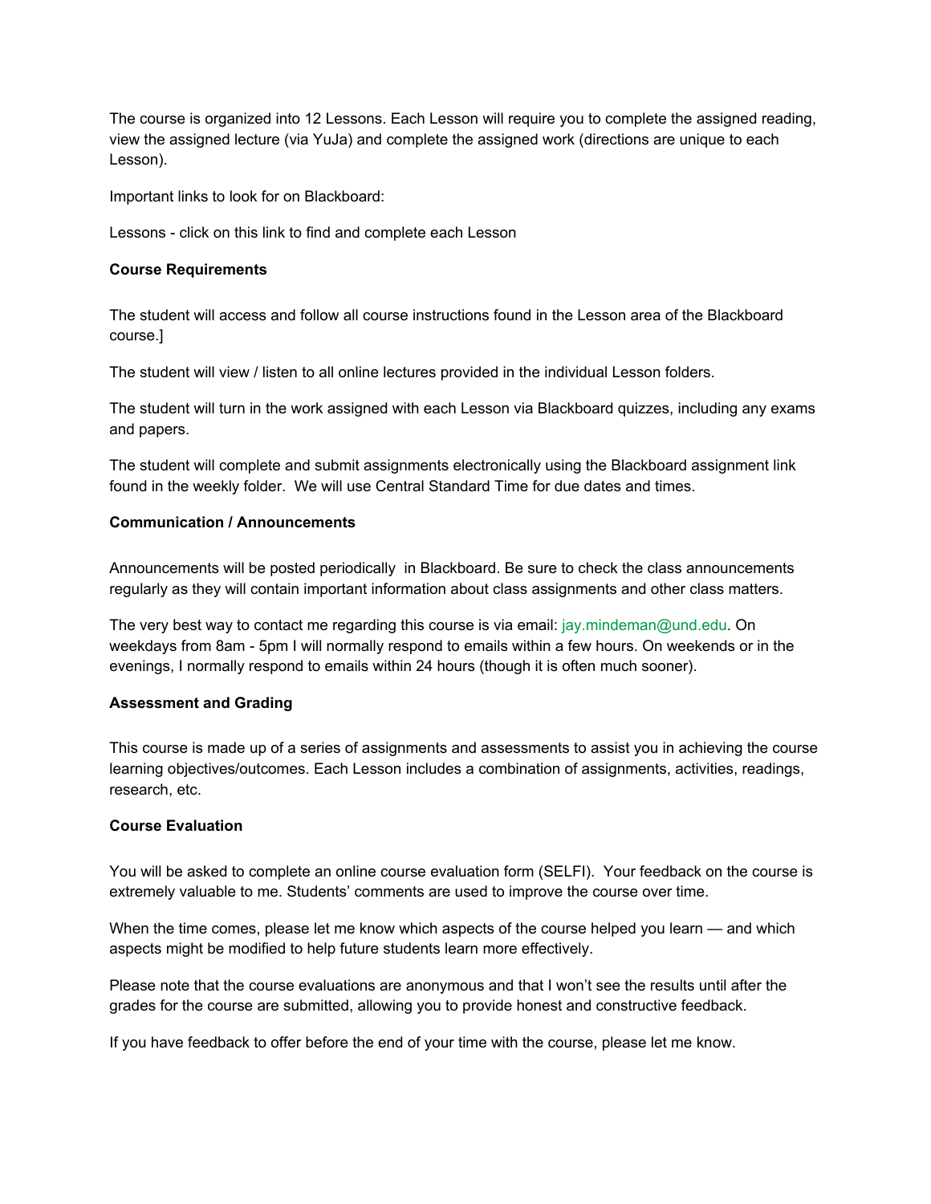The course is organized into 12 Lessons. Each Lesson will require you to complete the assigned reading, view the assigned lecture (via YuJa) and complete the assigned work (directions are unique to each Lesson).

Important links to look for on Blackboard:

Lessons - click on this link to find and complete each Lesson

**Course Requirements**

The student will access and follow all course instructions found in the Lesson area of the Blackboard course.]

The student will view / listen to all online lectures provided in the individual Lesson folders.

The student will turn in the work assigned with each Lesson via Blackboard quizzes, including any exams and papers.

The student will complete and submit assignments electronically using the Blackboard assignment link found in the weekly folder.  We will use Central Standard Time for due dates and times.

**Communication / Announcements**

Announcements will be posted periodically  in Blackboard. Be sure to check the class announcements regularly as they will contain important information about class assignments and other class matters.

The very best way to contact me regarding this course is via email: jay.mindeman@und.edu. On weekdays from 8am - 5pm I will normally respond to emails within a few hours. On weekends or in the evenings, I normally respond to emails within 24 hours (though it is often much sooner).

**Assessment and Grading**

This course is made up of a series of assignments and assessments to assist you in achieving the course learning objectives/outcomes. Each Lesson includes a combination of assignments, activities, readings, research, etc.

**Course Evaluation**

You will be asked to complete an online course evaluation form (SELFI).  Your feedback on the course is extremely valuable to me. Students' comments are used to improve the course over time.

When the time comes, please let me know which aspects of the course helped you learn — and which aspects might be modified to help future students learn more effectively.

Please note that the course evaluations are anonymous and that I won't see the results until after the grades for the course are submitted, allowing you to provide honest and constructive feedback.

If you have feedback to offer before the end of your time with the course, please let me know.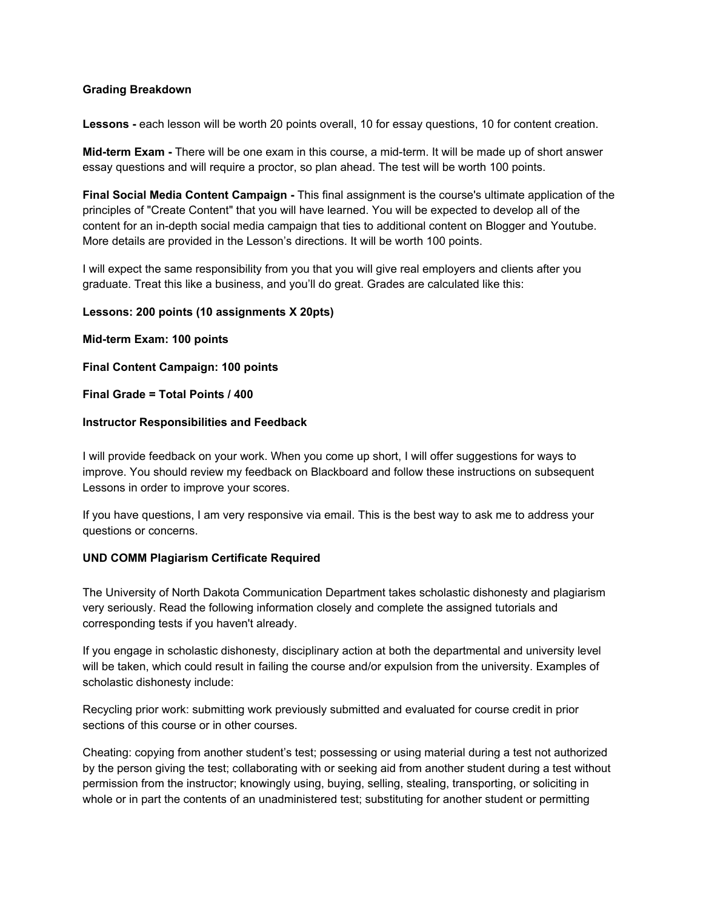**Grading Breakdown**

**Lessons -** each lesson will be worth 20 points overall, 10 for essay questions, 10 for content creation.

**Mid-term Exam -** There will be one exam in this course, a mid-term. It will be made up of short answer essay questions and will require a proctor, so plan ahead. The test will be worth 100 points.

**Final Social Media Content Campaign -** This final assignment is the course's ultimate application of the principles of "Create Content" that you will have learned. You will be expected to develop all of the content for an in-depth social media campaign that ties to additional content on Blogger and Youtube. More details are provided in the Lesson's directions. It will be worth 100 points.

I will expect the same responsibility from you that you will give real employers and clients after you graduate. Treat this like a business, and you'll do great. Grades are calculated like this:

**Lessons: 200 points (10 assignments X 20pts)**

**Mid-term Exam: 100 points**

**Final Content Campaign: 100 points**

**Final Grade = Total Points / 400**

**Instructor Responsibilities and Feedback**

I will provide feedback on your work. When you come up short, I will offer suggestions for ways to improve. You should review my feedback on Blackboard and follow these instructions on subsequent Lessons in order to improve your scores.

If you have questions, I am very responsive via email. This is the best way to ask me to address your questions or concerns.

**UND COMM Plagiarism Certificate Required**

The University of North Dakota Communication Department takes scholastic dishonesty and plagiarism very seriously. Read the following information closely and complete the assigned tutorials and corresponding tests if you haven't already.

If you engage in scholastic dishonesty, disciplinary action at both the departmental and university level will be taken, which could result in failing the course and/or expulsion from the university. Examples of scholastic dishonesty include:

Recycling prior work: submitting work previously submitted and evaluated for course credit in prior sections of this course or in other courses.

Cheating: copying from another student's test; possessing or using material during a test not authorized by the person giving the test; collaborating with or seeking aid from another student during a test without permission from the instructor; knowingly using, buying, selling, stealing, transporting, or soliciting in whole or in part the contents of an unadministered test; substituting for another student or permitting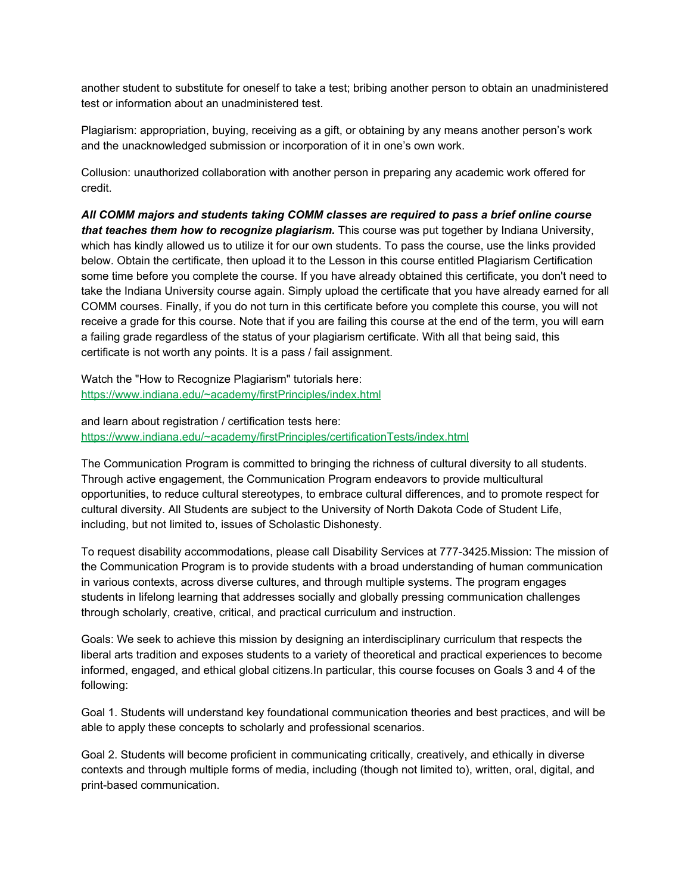another student to substitute for oneself to take a test; bribing another person to obtain an unadministered test or information about an unadministered test.

Plagiarism: appropriation, buying, receiving as a gift, or obtaining by any means another person's work and the unacknowledged submission or incorporation of it in one's own work.

Collusion: unauthorized collaboration with another person in preparing any academic work offered for credit.

***All COMM majors and students taking COMM classes are required to pass a brief online course that teaches them how to recognize plagiarism.*** This course was put together by Indiana University, which has kindly allowed us to utilize it for our own students. To pass the course, use the links provided below. Obtain the certificate, then upload it to the Lesson in this course entitled Plagiarism Certification some time before you complete the course. If you have already obtained this certificate, you don't need to take the Indiana University course again. Simply upload the certificate that you have already earned for all COMM courses. Finally, if you do not turn in this certificate before you complete this course, you will not receive a grade for this course. Note that if you are failing this course at the end of the term, you will earn a failing grade regardless of the status of your plagiarism certificate. With all that being said, this certificate is not worth any points. It is a pass / fail assignment.

Watch the "How to Recognize Plagiarism" tutorials here:
[https://www.indiana.edu/~academy/firstPrinciples/index.html](https://www.indiana.edu/~academy/firstPrinciples/index.html)

and learn about registration / certification tests here:
[https://www.indiana.edu/~academy/firstPrinciples/certificationTests/index.html](https://www.indiana.edu/~academy/firstPrinciples/certificationTests/index.html)

The Communication Program is committed to bringing the richness of cultural diversity to all students. Through active engagement, the Communication Program endeavors to provide multicultural opportunities, to reduce cultural stereotypes, to embrace cultural differences, and to promote respect for cultural diversity. All Students are subject to the University of North Dakota Code of Student Life, including, but not limited to, issues of Scholastic Dishonesty.

To request disability accommodations, please call Disability Services at 777-3425.Mission: The mission of the Communication Program is to provide students with a broad understanding of human communication in various contexts, across diverse cultures, and through multiple systems. The program engages students in lifelong learning that addresses socially and globally pressing communication challenges through scholarly, creative, critical, and practical curriculum and instruction.

Goals: We seek to achieve this mission by designing an interdisciplinary curriculum that respects the liberal arts tradition and exposes students to a variety of theoretical and practical experiences to become informed, engaged, and ethical global citizens.In particular, this course focuses on Goals 3 and 4 of the following:

Goal 1. Students will understand key foundational communication theories and best practices, and will be able to apply these concepts to scholarly and professional scenarios.

Goal 2. Students will become proficient in communicating critically, creatively, and ethically in diverse contexts and through multiple forms of media, including (though not limited to), written, oral, digital, and print-based communication.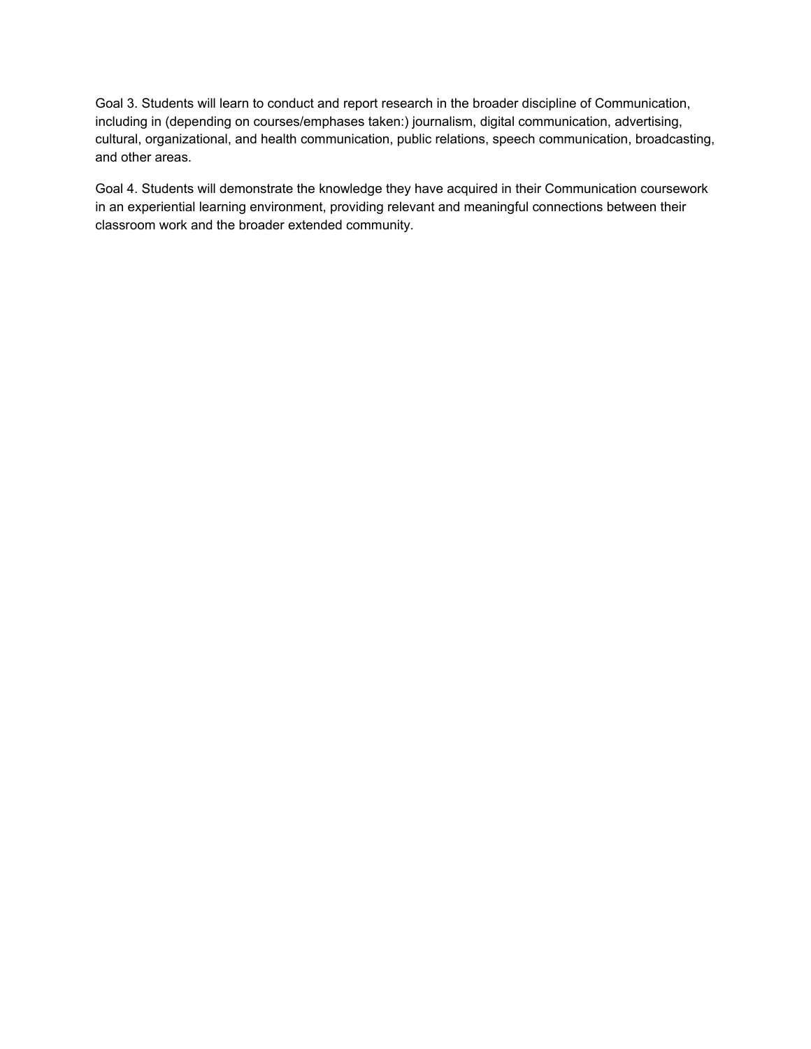Goal 3. Students will learn to conduct and report research in the broader discipline of Communication, including in (depending on courses/emphases taken:) journalism, digital communication, advertising, cultural, organizational, and health communication, public relations, speech communication, broadcasting, and other areas.

Goal 4. Students will demonstrate the knowledge they have acquired in their Communication coursework in an experiential learning environment, providing relevant and meaningful connections between their classroom work and the broader extended community.